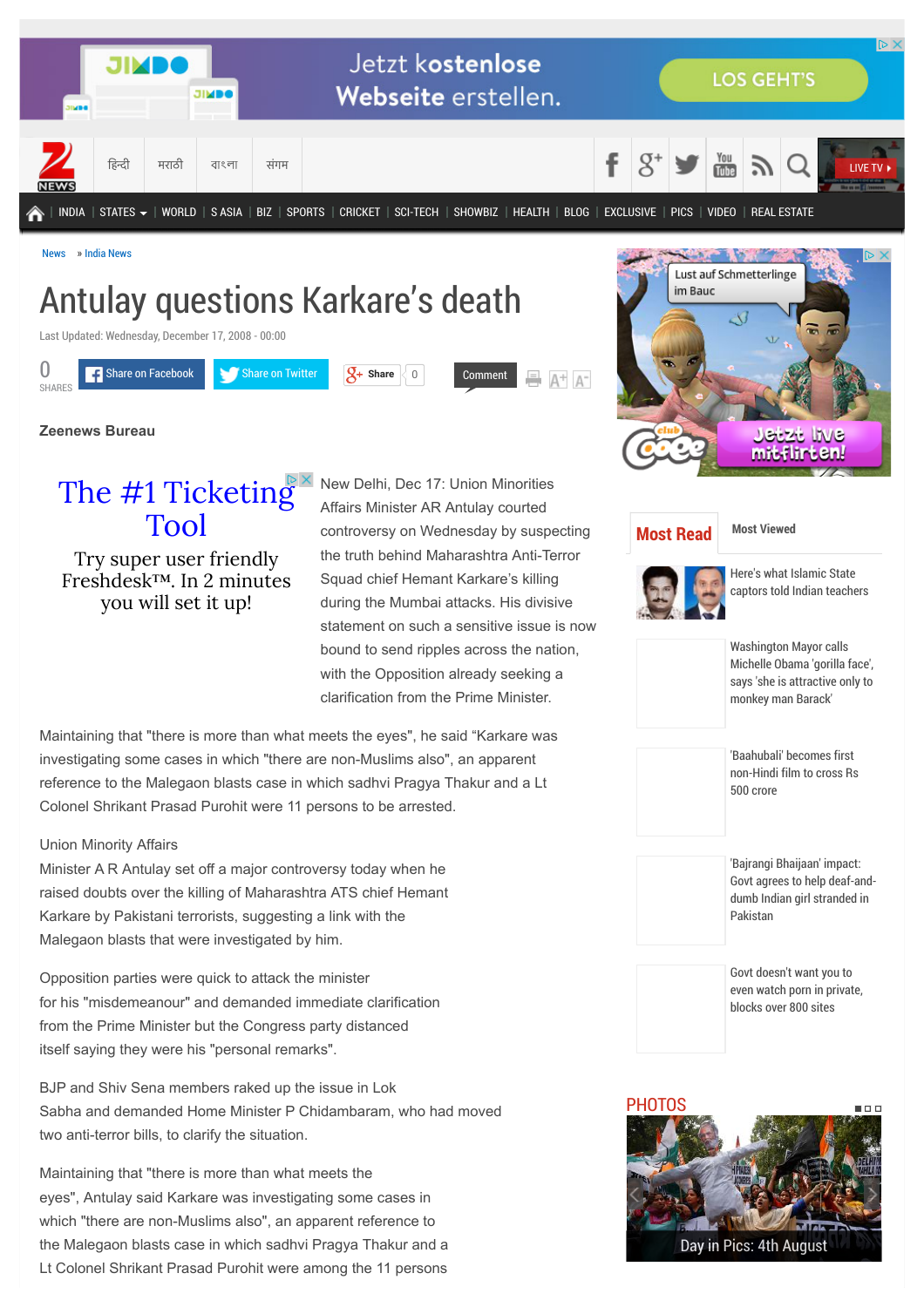News » India News

# Antulay questions Karkare's death

Last Updated: Wednesday, December 17, 2008 - 00:00

**Zeenews Bureau**

New Delhi, Dec 17: Union Minorities Affairs Minister AR Antulay courted controversy on Wednesday by suspecting the truth behind Maharashtra Anti-Terror Squad chief Hemant Karkare's killing during the Mumbai attacks. His divisive statement on such a sensitive issue is now bound to send ripples across the nation, with the Opposition already seeking a clarification from the Prime Minister.

Maintaining that "there is more than what meets the eyes", he said "Karkare was investigating some cases in which "there are non-Muslims also", an apparent reference to the Malegaon blasts case in which sadhvi Pragya Thakur and a Lt Colonel Shrikant Prasad Purohit were 11 persons to be arrested.

Union Minority Affairs Minister A R Antulay set off a major controversy today when he raised doubts over the killing of Maharashtra ATS chief Hemant Karkare by Pakistani terrorists, suggesting a link with the Malegaon blasts that were investigated by him.

Opposition parties were quick to attack the minister for his "misdemeanour" and demanded immediate clarification from the Prime Minister but the Congress party distanced itself saying they were his "personal remarks".

BJP and Shiv Sena members raked up the issue in Lok Sabha and demanded Home Minister P Chidambaram, who had moved two anti-terror bills, to clarify the situation.

Maintaining that "there is more than what meets the eyes", Antulay said Karkare was investigating some cases in which "there are non-Muslims also", an apparent reference to the Malegaon blasts case in which sadhvi Pragya Thakur and a Lt Colonel Shrikant Prasad Purohit were among the 11 persons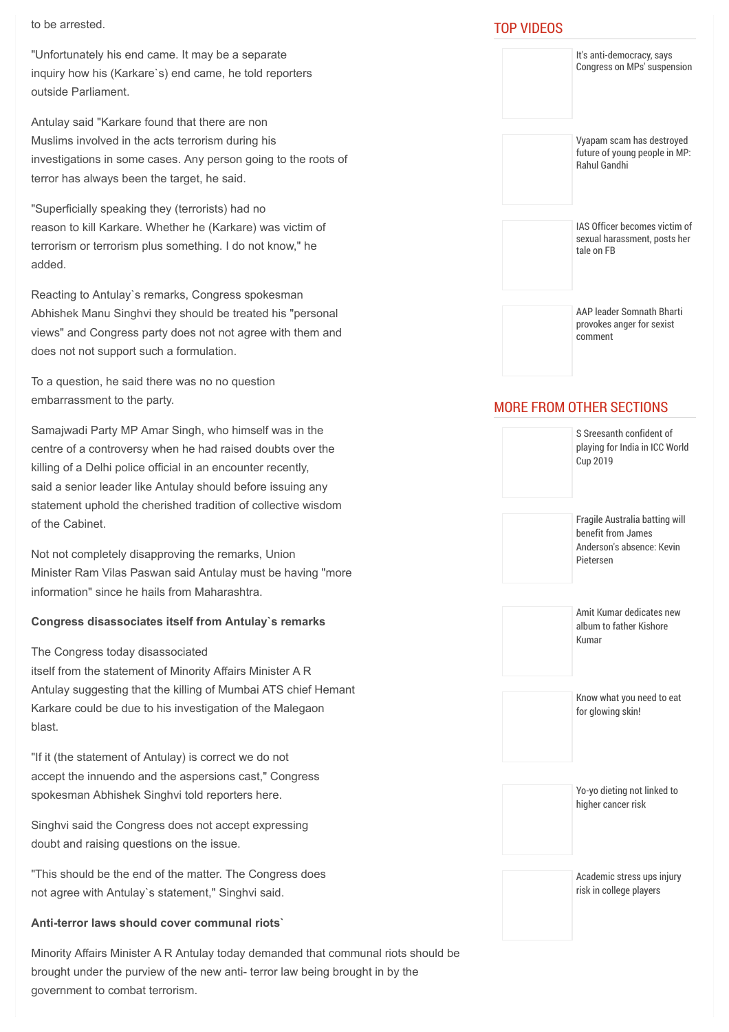to be arrested.

"Unfortunately his end came. It may be a separate inquiry how his (Karkare`s) end came, he told reporters outside Parliament.

Antulay said "Karkare found that there are non Muslims involved in the acts terrorism during his investigations in some cases. Any person going to the roots of terror has always been the target, he said.

"Superficially speaking they (terrorists) had no reason to kill Karkare. Whether he (Karkare) was victim of terrorism or terrorism plus something. I do not know," he added.

Reacting to Antulay`s remarks, Congress spokesman Abhishek Manu Singhvi they should be treated his "personal views" and Congress party does not not agree with them and does not not support such a formulation.

To a question, he said there was no no question embarrassment to the party.

Samajwadi Party MP Amar Singh, who himself was in the centre of a controversy when he had raised doubts over the killing of a Delhi police official in an encounter recently, said a senior leader like Antulay should before issuing any statement uphold the cherished tradition of collective wisdom of the Cabinet.

Not not completely disapproving the remarks, Union Minister Ram Vilas Paswan said Antulay must be having "more information" since he hails from Maharashtra.

**Congress disassociates itself from Antulay`s remarks**

The Congress today disassociated itself from the statement of Minority Affairs Minister A R Antulay suggesting that the killing of Mumbai ATS chief Hemant Karkare could be due to his investigation of the Malegaon blast.

"If it (the statement of Antulay) is correct we do not accept the innuendo and the aspersions cast," Congress spokesman Abhishek Singhvi told reporters here.

Singhvi said the Congress does not accept expressing doubt and raising questions on the issue.

"This should be the end of the matter. The Congress does not agree with Antulay`s statement," Singhvi said.

**Anti-terror laws should cover communal riots`**

Minority Affairs Minister A R Antulay today demanded that communal riots should be brought under the purview of the new anti- terror law being brought in by the government to combat terrorism.

## TOP VIDEOS

- It's anti-democracy, says Congress on MPs' suspension
- Vyapam scam has destroyed future of young people in MP: Rahul Gandhi
- IAS Officer becomes victim of sexual harassment, posts her tale on FB
- AAP leader Somnath Bharti provokes anger for sexist comment

## MORE FROM OTHER SECTIONS

- S Sreesanth confident of playing for India in ICC World Cup 2019
- Fragile Australia batting will benefit from James Anderson's absence: Kevin Pietersen
- Amit Kumar dedicates new album to father Kishore Kumar
- Know what you need to eat for glowing skin!
- Yo-yo dieting not linked to higher cancer risk
- Academic stress ups injury risk in college players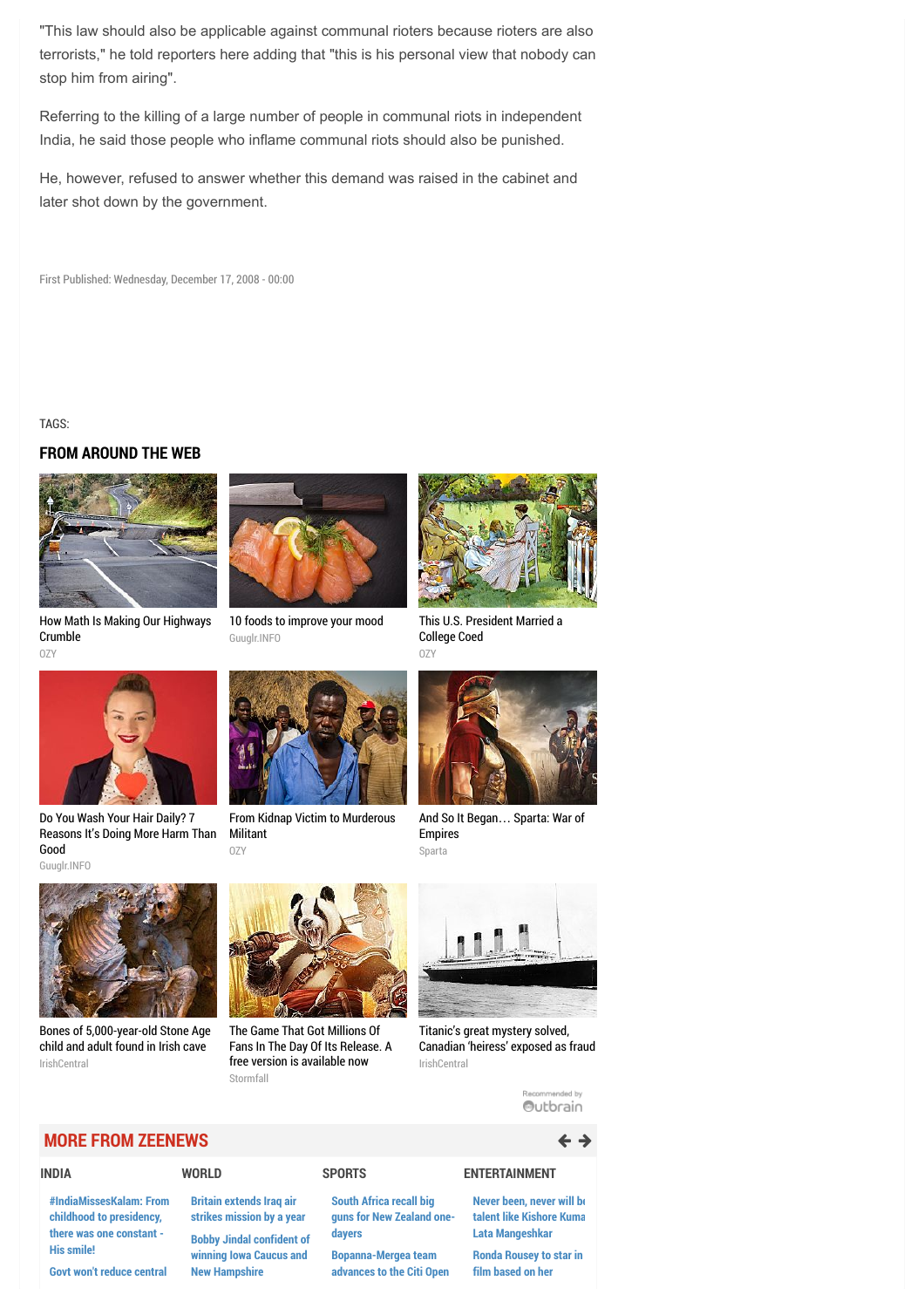"This law should also be applicable against communal rioters because rioters are also terrorists," he told reporters here adding that "this is his personal view that nobody can stop him from airing".

Referring to the killing of a large number of people in communal riots in independent India, he said those people who inflame communal riots should also be punished.

He, however, refused to answer whether this demand was raised in the cabinet and later shot down by the government.

First Published: Wednesday, December 17, 2008 - 00:00

TAGS:

## FROM AROUND THE WEB

How Math Is Making Our Highways Crumble
OZY

10 foods to improve your mood
Guuglr.INFO

This U.S. President Married a College Coed
OZY

Do You Wash Your Hair Daily? 7 Reasons It's Doing More Harm Than Good
Guuglr.INFO

From Kidnap Victim to Murderous Militant
OZY

And So It Began… Sparta: War of Empires
Sparta

Bones of 5,000-year-old Stone Age child and adult found in Irish cave
IrishCentral

The Game That Got Millions Of Fans In The Day Of Its Release. A free version is available now
Stormfall

Titanic's great mystery solved, Canadian 'heiress' exposed as fraud
IrishCentral

Recommended by Outbrain

## MORE FROM ZEENEWS

**INDIA**

- #IndiaMissesKalam: From childhood to presidency, there was one constant - His smile!
- Govt won't reduce central

**WORLD**

- Britain extends Iraq air strikes mission by a year
- Bobby Jindal confident of winning Iowa Caucus and New Hampshire

**SPORTS**

- South Africa recall big guns for New Zealand one-dayers
- Bopanna-Mergea team advances to the Citi Open

**ENTERTAINMENT**

- Never been, never will be talent like Kishore Kuma Lata Mangeshkar
- Ronda Rousey to star in film based on her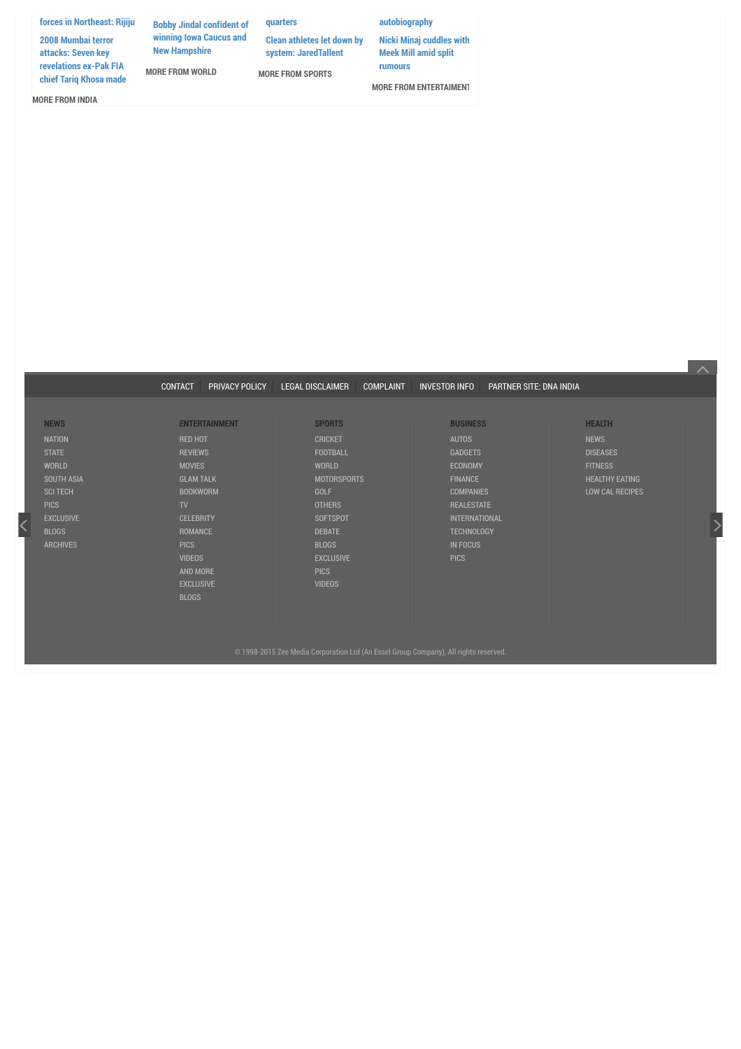forces in Northeast: Rijiju

2008 Mumbai terror attacks: Seven key revelations ex-Pak FIA chief Tariq Khosa made

MORE FROM INDIA

Bobby Jindal confident of winning Iowa Caucus and New Hampshire

MORE FROM WORLD

quarters

Clean athletes let down by system: JaredTallent

MORE FROM SPORTS

autobiography

Nicki Minaj cuddles with Meek Mill amid split rumours

MORE FROM ENTERTAIMENT

CONTACT | PRIVACY POLICY | LEGAL DISCLAIMER | COMPLAINT | INVESTOR INFO | PARTNER SITE: DNA INDIA

**NEWS**
- NATION
- STATE
- WORLD
- SOUTH ASIA
- SCI TECH
- PICS
- EXCLUSIVE
- BLOGS
- ARCHIVES

**ENTERTAINMENT**
- RED HOT
- REVIEWS
- MOVIES
- GLAM TALK
- BOOKWORM
- TV
- CELEBRITY
- ROMANCE
- PICS
- VIDEOS
- AND MORE
- EXCLUSIVE
- BLOGS

**SPORTS**
- CRICKET
- FOOTBALL
- WORLD
- MOTORSPORTS
- GOLF
- OTHERS
- SOFTSPOT
- DEBATE
- BLOGS
- EXCLUSIVE
- PICS
- VIDEOS

**BUSINESS**
- AUTOS
- GADGETS
- ECONOMY
- FINANCE
- COMPANIES
- REALESTATE
- INTERNATIONAL
- TECHNOLOGY
- IN FOCUS
- PICS

**HEALTH**
- NEWS
- DISEASES
- FITNESS
- HEALTHY EATING
- LOW CAL RECIPES

© 1998-2015 Zee Media Corporation Ltd (An Essel Group Company), All rights reserved.